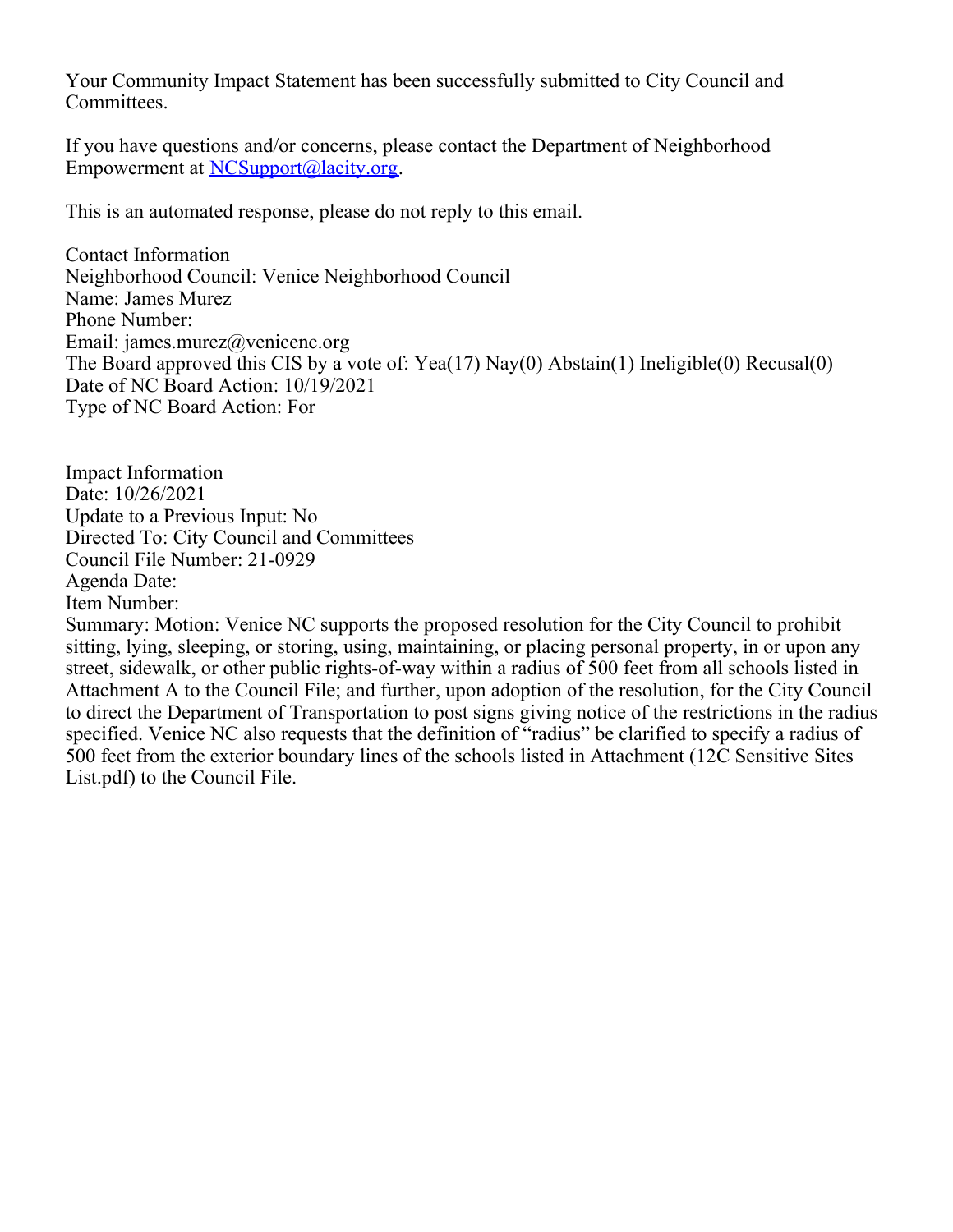Your Community Impact Statement has been successfully submitted to City Council and Committees.

If you have questions and/or concerns, please contact the Department of Neighborhood Empowerment at [NCSupport@lacity.org](mailto:NCSupport@lacity.org).

This is an automated response, please do not reply to this email.

Contact Information
Neighborhood Council: Venice Neighborhood Council
Name: James Murez
Phone Number:
Email: james.murez@venicenc.org
The Board approved this CIS by a vote of: Yea(17) Nay(0) Abstain(1) Ineligible(0) Recusal(0)
Date of NC Board Action: 10/19/2021
Type of NC Board Action: For

Impact Information
Date: 10/26/2021
Update to a Previous Input: No
Directed To: City Council and Committees
Council File Number: 21-0929
Agenda Date:
Item Number:
Summary: Motion: Venice NC supports the proposed resolution for the City Council to prohibit sitting, lying, sleeping, or storing, using, maintaining, or placing personal property, in or upon any street, sidewalk, or other public rights-of-way within a radius of 500 feet from all schools listed in Attachment A to the Council File; and further, upon adoption of the resolution, for the City Council to direct the Department of Transportation to post signs giving notice of the restrictions in the radius specified. Venice NC also requests that the definition of "radius" be clarified to specify a radius of 500 feet from the exterior boundary lines of the schools listed in Attachment (12C Sensitive Sites List.pdf) to the Council File.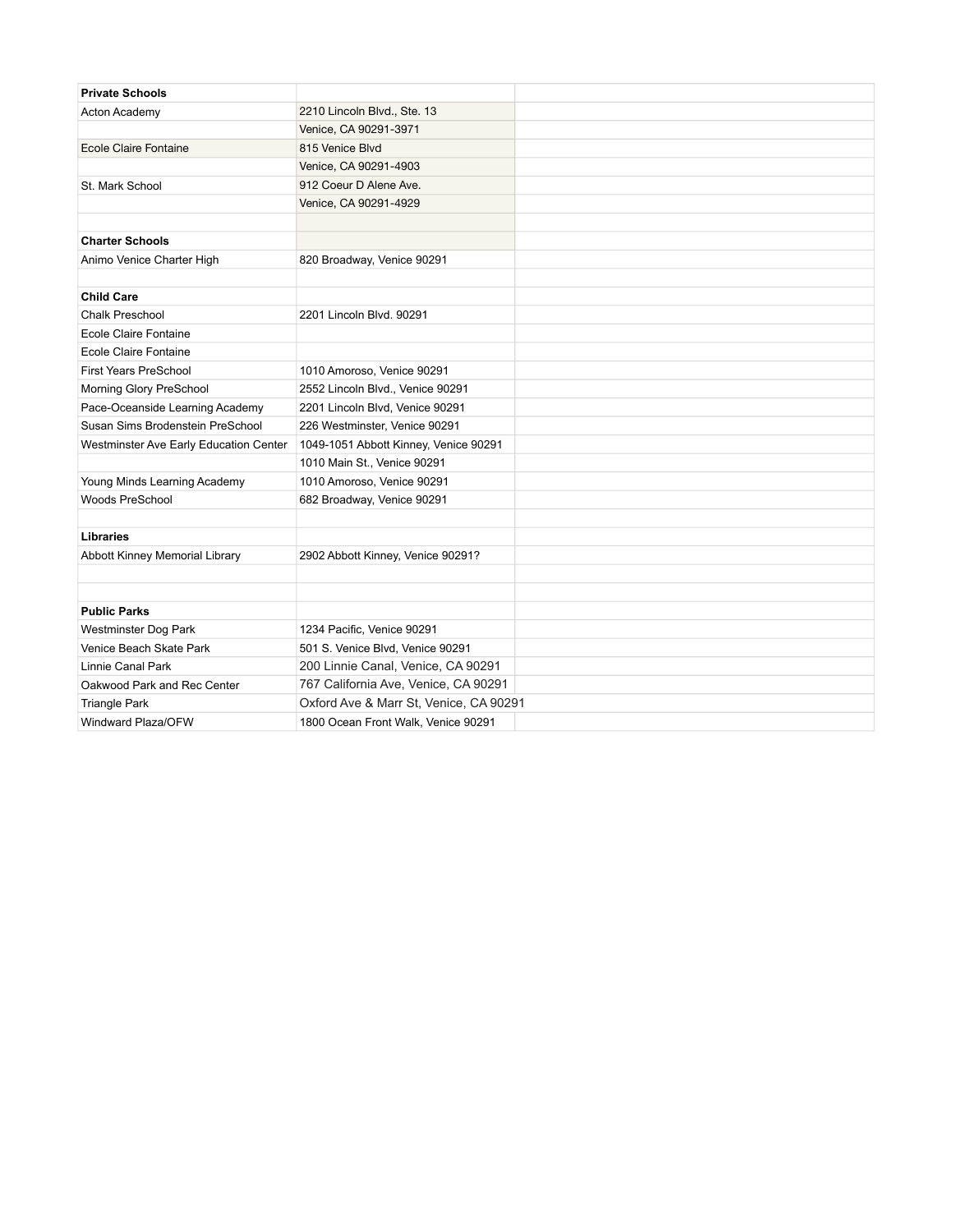| | | |
|---|---|---|
| **Private Schools** | | |
| Acton Academy | 2210 Lincoln Blvd., Ste. 13 | |
| | Venice, CA 90291-3971 | |
| Ecole Claire Fontaine | 815 Venice Blvd | |
| | Venice, CA 90291-4903 | |
| St. Mark School | 912 Coeur D Alene Ave. | |
| | Venice, CA 90291-4929 | |
| | | |
| **Charter Schools** | | |
| Animo Venice Charter High | 820 Broadway, Venice 90291 | |
| | | |
| **Child Care** | | |
| Chalk Preschool | 2201 Lincoln Blvd. 90291 | |
| Ecole Claire Fontaine | | |
| Ecole Claire Fontaine | | |
| First Years PreSchool | 1010 Amoroso, Venice 90291 | |
| Morning Glory PreSchool | 2552 Lincoln Blvd., Venice 90291 | |
| Pace-Oceanside Learning Academy | 2201 Lincoln Blvd, Venice 90291 | |
| Susan Sims Brodenstein PreSchool | 226 Westminster, Venice 90291 | |
| Westminster Ave Early Education Center | 1049-1051 Abbott Kinney, Venice 90291 | |
| | 1010 Main St., Venice 90291 | |
| Young Minds Learning Academy | 1010 Amoroso, Venice 90291 | |
| Woods PreSchool | 682 Broadway, Venice 90291 | |
| | | |
| **Libraries** | | |
| Abbott Kinney Memorial Library | 2902 Abbott Kinney, Venice 90291? | |
| | | |
| | | |
| **Public Parks** | | |
| Westminster Dog Park | 1234 Pacific, Venice 90291 | |
| Venice Beach Skate Park | 501 S. Venice Blvd, Venice 90291 | |
| Linnie Canal Park | 200 Linnie Canal, Venice, CA 90291 | |
| Oakwood Park and Rec Center | 767 California Ave, Venice, CA 90291 | |
| Triangle Park | Oxford Ave & Marr St, Venice, CA 90291 | |
| Windward Plaza/OFW | 1800 Ocean Front Walk, Venice 90291 | |